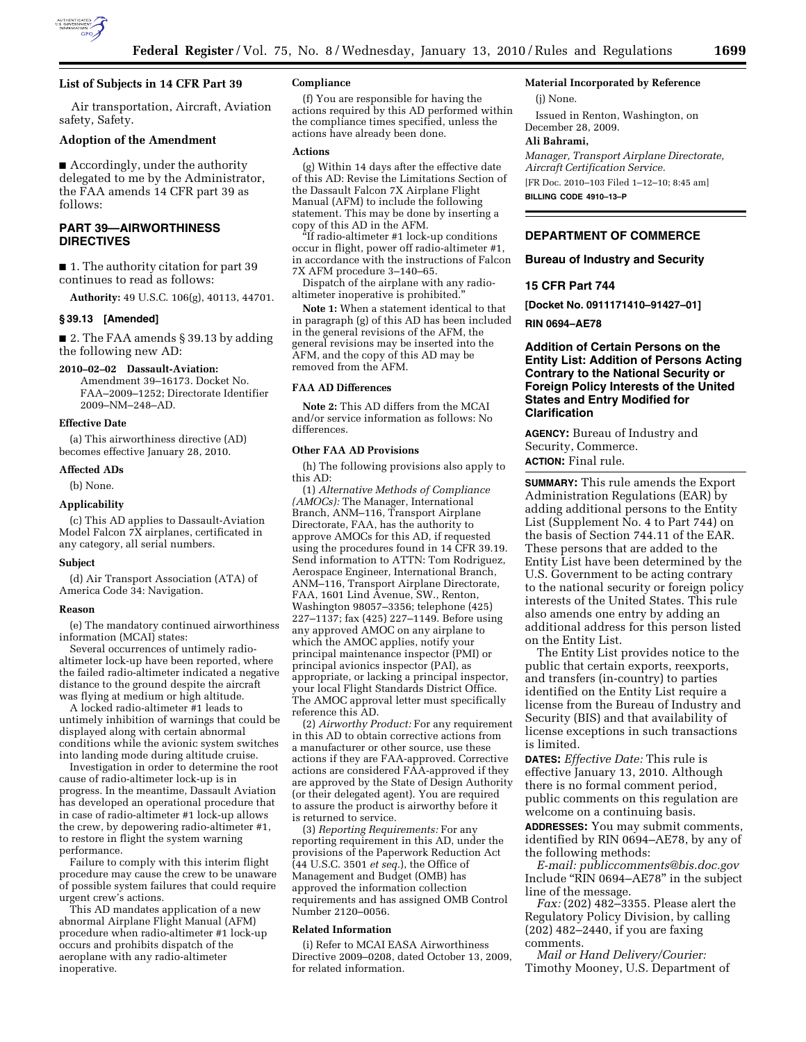## List of Subjects in 14 CFR Part 39

Air transportation, Aircraft, Aviation safety, Safety.

## Adoption of the Amendment

■ Accordingly, under the authority delegated to me by the Administrator, the FAA amends 14 CFR part 39 as follows:

## PART 39—AIRWORTHINESS DIRECTIVES

■ 1. The authority citation for part 39 continues to read as follows:

**Authority:** 49 U.S.C. 106(g), 40113, 44701.

### § 39.13 [Amended]

■ 2. The FAA amends § 39.13 by adding the following new AD:

**2010–02–02 Dassault-Aviation:** Amendment 39–16173. Docket No. FAA–2009–1252; Directorate Identifier 2009–NM–248–AD.

#### Effective Date

(a) This airworthiness directive (AD) becomes effective January 28, 2010.

#### Affected ADs

(b) None.

#### Applicability

(c) This AD applies to Dassault-Aviation Model Falcon 7X airplanes, certificated in any category, all serial numbers.

#### Subject

(d) Air Transport Association (ATA) of America Code 34: Navigation.

#### Reason

(e) The mandatory continued airworthiness information (MCAI) states:

Several occurrences of untimely radio-altimeter lock-up have been reported, where the failed radio-altimeter indicated a negative distance to the ground despite the aircraft was flying at medium or high altitude.

A locked radio-altimeter #1 leads to untimely inhibition of warnings that could be displayed along with certain abnormal conditions while the avionic system switches into landing mode during altitude cruise.

Investigation in order to determine the root cause of radio-altimeter lock-up is in progress. In the meantime, Dassault Aviation has developed an operational procedure that in case of radio-altimeter #1 lock-up allows the crew, by depowering radio-altimeter #1, to restore in flight the system warning performance.

Failure to comply with this interim flight procedure may cause the crew to be unaware of possible system failures that could require urgent crew's actions.

This AD mandates application of a new abnormal Airplane Flight Manual (AFM) procedure when radio-altimeter #1 lock-up occurs and prohibits dispatch of the aeroplane with any radio-altimeter inoperative.

#### Compliance

(f) You are responsible for having the actions required by this AD performed within the compliance times specified, unless the actions have already been done.

#### Actions

(g) Within 14 days after the effective date of this AD: Revise the Limitations Section of the Dassault Falcon 7X Airplane Flight Manual (AFM) to include the following statement. This may be done by inserting a copy of this AD in the AFM.

"If radio-altimeter #1 lock-up conditions occur in flight, power off radio-altimeter #1, in accordance with the instructions of Falcon 7X AFM procedure 3–140–65.

Dispatch of the airplane with any radio-altimeter inoperative is prohibited."

**Note 1:** When a statement identical to that in paragraph (g) of this AD has been included in the general revisions of the AFM, the general revisions may be inserted into the AFM, and the copy of this AD may be removed from the AFM.

#### FAA AD Differences

**Note 2:** This AD differs from the MCAI and/or service information as follows: No differences.

#### Other FAA AD Provisions

(h) The following provisions also apply to this AD:

(1) *Alternative Methods of Compliance (AMOCs):* The Manager, International Branch, ANM–116, Transport Airplane Directorate, FAA, has the authority to approve AMOCs for this AD, if requested using the procedures found in 14 CFR 39.19. Send information to ATTN: Tom Rodriguez, Aerospace Engineer, International Branch, ANM–116, Transport Airplane Directorate, FAA, 1601 Lind Avenue, SW., Renton, Washington 98057–3356; telephone (425) 227–1137; fax (425) 227–1149. Before using any approved AMOC on any airplane to which the AMOC applies, notify your principal maintenance inspector (PMI) or principal avionics inspector (PAI), as appropriate, or lacking a principal inspector, your local Flight Standards District Office. The AMOC approval letter must specifically reference this AD.

(2) *Airworthy Product:* For any requirement in this AD to obtain corrective actions from a manufacturer or other source, use these actions if they are FAA-approved. Corrective actions are considered FAA-approved if they are approved by the State of Design Authority (or their delegated agent). You are required to assure the product is airworthy before it is returned to service.

(3) *Reporting Requirements:* For any reporting requirement in this AD, under the provisions of the Paperwork Reduction Act (44 U.S.C. 3501 *et seq.*), the Office of Management and Budget (OMB) has approved the information collection requirements and has assigned OMB Control Number 2120–0056.

#### Related Information

(i) Refer to MCAI EASA Airworthiness Directive 2009–0208, dated October 13, 2009, for related information.

#### Material Incorporated by Reference

(j) None.

Issued in Renton, Washington, on December 28, 2009.

**Ali Bahrami,**

*Manager, Transport Airplane Directorate, Aircraft Certification Service.*

[FR Doc. 2010–103 Filed 1–12–10; 8:45 am]

**BILLING CODE 4910–13–P**

---

## DEPARTMENT OF COMMERCE

### Bureau of Industry and Security

### 15 CFR Part 744

**[Docket No. 0911171410–91427–01]**

**RIN 0694–AE78**

## Addition of Certain Persons on the Entity List: Addition of Persons Acting Contrary to the National Security or Foreign Policy Interests of the United States and Entry Modified for Clarification

**AGENCY:** Bureau of Industry and Security, Commerce.

**ACTION:** Final rule.

**SUMMARY:** This rule amends the Export Administration Regulations (EAR) by adding additional persons to the Entity List (Supplement No. 4 to Part 744) on the basis of Section 744.11 of the EAR. These persons that are added to the Entity List have been determined by the U.S. Government to be acting contrary to the national security or foreign policy interests of the United States. This rule also amends one entry by adding an additional address for this person listed on the Entity List.

The Entity List provides notice to the public that certain exports, reexports, and transfers (in-country) to parties identified on the Entity List require a license from the Bureau of Industry and Security (BIS) and that availability of license exceptions in such transactions is limited.

**DATES:** *Effective Date:* This rule is effective January 13, 2010. Although there is no formal comment period, public comments on this regulation are welcome on a continuing basis.

**ADDRESSES:** You may submit comments, identified by RIN 0694–AE78, by any of the following methods:

*E-mail: publiccomments@bis.doc.gov* Include "RIN 0694–AE78" in the subject line of the message.

*Fax:* (202) 482–3355. Please alert the Regulatory Policy Division, by calling (202) 482–2440, if you are faxing comments.

*Mail or Hand Delivery/Courier:* Timothy Mooney, U.S. Department of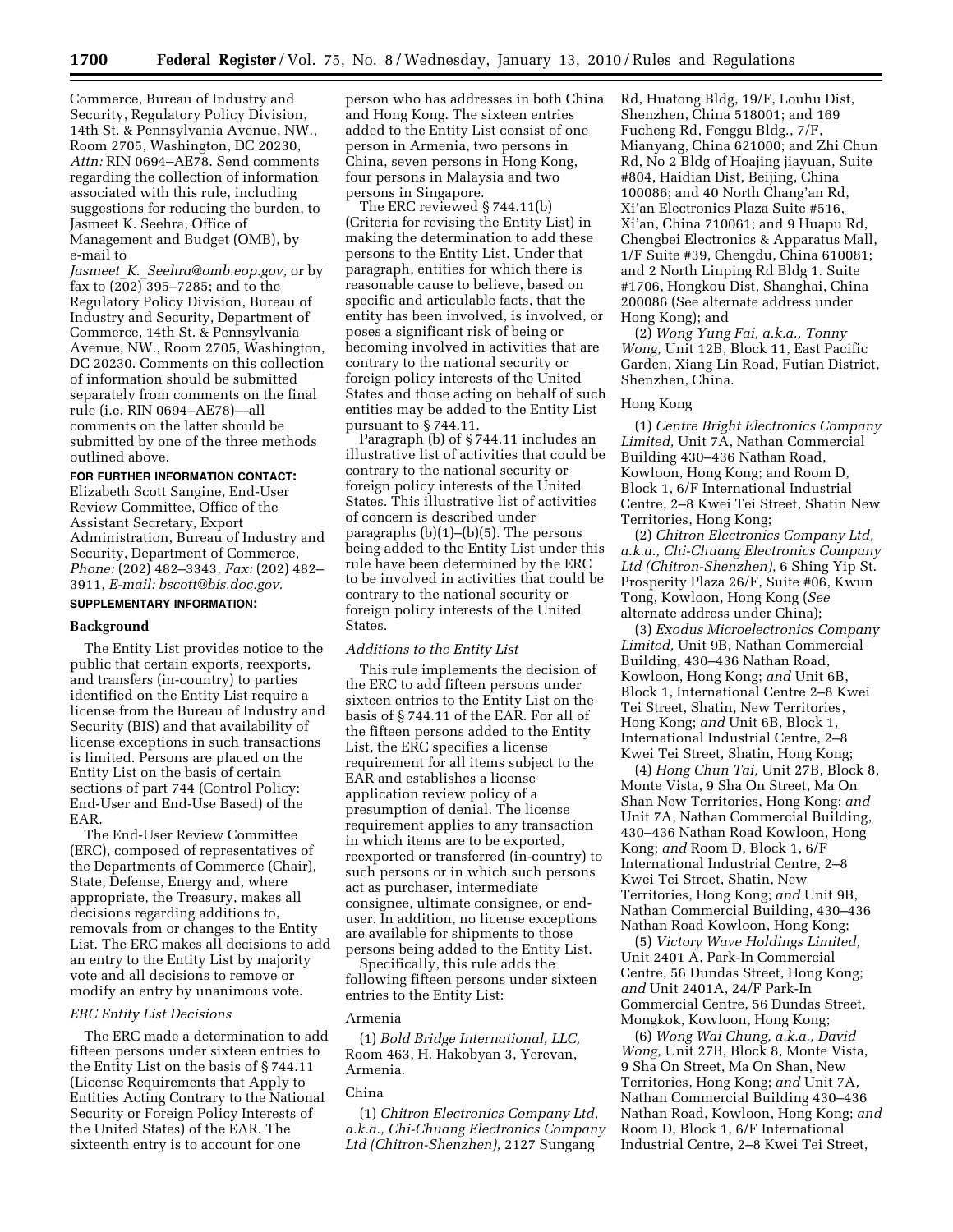Commerce, Bureau of Industry and Security, Regulatory Policy Division, 14th St. & Pennsylvania Avenue, NW., Room 2705, Washington, DC 20230, *Attn:* RIN 0694–AE78. Send comments regarding the collection of information associated with this rule, including suggestions for reducing the burden, to Jasmeet K. Seehra, Office of Management and Budget (OMB), by e-mail to *Jasmeet_K._Seehra@omb.eop.gov,* or by fax to (202) 395–7285; and to the Regulatory Policy Division, Bureau of Industry and Security, Department of Commerce, 14th St. & Pennsylvania Avenue, NW., Room 2705, Washington, DC 20230. Comments on this collection of information should be submitted separately from comments on the final rule (i.e. RIN 0694–AE78)—all comments on the latter should be submitted by one of the three methods outlined above.

**FOR FURTHER INFORMATION CONTACT:** Elizabeth Scott Sangine, End-User Review Committee, Office of the Assistant Secretary, Export Administration, Bureau of Industry and Security, Department of Commerce, *Phone:* (202) 482–3343, *Fax:* (202) 482–3911, *E-mail: bscott@bis.doc.gov.*

**SUPPLEMENTARY INFORMATION:**

## Background

The Entity List provides notice to the public that certain exports, reexports, and transfers (in-country) to parties identified on the Entity List require a license from the Bureau of Industry and Security (BIS) and that availability of license exceptions in such transactions is limited. Persons are placed on the Entity List on the basis of certain sections of part 744 (Control Policy: End-User and End-Use Based) of the EAR.

The End-User Review Committee (ERC), composed of representatives of the Departments of Commerce (Chair), State, Defense, Energy and, where appropriate, the Treasury, makes all decisions regarding additions to, removals from or changes to the Entity List. The ERC makes all decisions to add an entry to the Entity List by majority vote and all decisions to remove or modify an entry by unanimous vote.

### *ERC Entity List Decisions*

The ERC made a determination to add fifteen persons under sixteen entries to the Entity List on the basis of § 744.11 (License Requirements that Apply to Entities Acting Contrary to the National Security or Foreign Policy Interests of the United States) of the EAR. The sixteenth entry is to account for one person who has addresses in both China and Hong Kong. The sixteen entries added to the Entity List consist of one person in Armenia, two persons in China, seven persons in Hong Kong, four persons in Malaysia and two persons in Singapore.

The ERC reviewed § 744.11(b) (Criteria for revising the Entity List) in making the determination to add these persons to the Entity List. Under that paragraph, entities for which there is reasonable cause to believe, based on specific and articulable facts, that the entity has been involved, is involved, or poses a significant risk of being or becoming involved in activities that are contrary to the national security or foreign policy interests of the United States and those acting on behalf of such entities may be added to the Entity List pursuant to § 744.11.

Paragraph (b) of § 744.11 includes an illustrative list of activities that could be contrary to the national security or foreign policy interests of the United States. This illustrative list of activities of concern is described under paragraphs (b)(1)–(b)(5). The persons being added to the Entity List under this rule have been determined by the ERC to be involved in activities that could be contrary to the national security or foreign policy interests of the United States.

### *Additions to the Entity List*

This rule implements the decision of the ERC to add fifteen persons under sixteen entries to the Entity List on the basis of § 744.11 of the EAR. For all of the fifteen persons added to the Entity List, the ERC specifies a license requirement for all items subject to the EAR and establishes a license application review policy of a presumption of denial. The license requirement applies to any transaction in which items are to be exported, reexported or transferred (in-country) to such persons or in which such persons act as purchaser, intermediate consignee, ultimate consignee, or end-user. In addition, no license exceptions are available for shipments to those persons being added to the Entity List.

Specifically, this rule adds the following fifteen persons under sixteen entries to the Entity List:

Armenia

(1) *Bold Bridge International, LLC,* Room 463, H. Hakobyan 3, Yerevan, Armenia.

China

(1) *Chitron Electronics Company Ltd, a.k.a., Chi-Chuang Electronics Company Ltd (Chitron-Shenzhen),* 2127 Sungang Rd, Huatong Bldg, 19/F, Louhu Dist, Shenzhen, China 518001; and 169 Fucheng Rd, Fenggu Bldg., 7/F, Mianyang, China 621000; and Zhi Chun Rd, No 2 Bldg of Hoajing jiayuan, Suite #804, Haidian Dist, Beijing, China 100086; and 40 North Chang'an Rd, Xi'an Electronics Plaza Suite #516, Xi'an, China 710061; and 9 Huapu Rd, Chengbei Electronics & Apparatus Mall, 1/F Suite #39, Chengdu, China 610081; and 2 North Linping Rd Bldg 1. Suite #1706, Hongkou Dist, Shanghai, China 200086 (See alternate address under Hong Kong); and

(2) *Wong Yung Fai, a.k.a., Tonny Wong,* Unit 12B, Block 11, East Pacific Garden, Xiang Lin Road, Futian District, Shenzhen, China.

Hong Kong

(1) *Centre Bright Electronics Company Limited,* Unit 7A, Nathan Commercial Building 430–436 Nathan Road, Kowloon, Hong Kong; and Room D, Block 1, 6/F International Industrial Centre, 2–8 Kwei Tei Street, Shatin New Territories, Hong Kong;

(2) *Chitron Electronics Company Ltd, a.k.a., Chi-Chuang Electronics Company Ltd (Chitron-Shenzhen),* 6 Shing Yip St. Prosperity Plaza 26/F, Suite #06, Kwun Tong, Kowloon, Hong Kong (*See* alternate address under China);

(3) *Exodus Microelectronics Company Limited,* Unit 9B, Nathan Commercial Building, 430–436 Nathan Road, Kowloon, Hong Kong; *and* Unit 6B, Block 1, International Centre 2–8 Kwei Tei Street, Shatin, New Territories, Hong Kong; *and* Unit 6B, Block 1, International Industrial Centre, 2–8 Kwei Tei Street, Shatin, Hong Kong;

(4) *Hong Chun Tai,* Unit 27B, Block 8, Monte Vista, 9 Sha On Street, Ma On Shan New Territories, Hong Kong; *and* Unit 7A, Nathan Commercial Building, 430–436 Nathan Road Kowloon, Hong Kong; *and* Room D, Block 1, 6/F International Industrial Centre, 2–8 Kwei Tei Street, Shatin, New Territories, Hong Kong; *and* Unit 9B, Nathan Commercial Building, 430–436 Nathan Road Kowloon, Hong Kong;

(5) *Victory Wave Holdings Limited,* Unit 2401 A, Park-In Commercial Centre, 56 Dundas Street, Hong Kong; *and* Unit 2401A, 24/F Park-In Commercial Centre, 56 Dundas Street, Mongkok, Kowloon, Hong Kong;

(6) *Wong Wai Chung, a.k.a., David Wong,* Unit 27B, Block 8, Monte Vista, 9 Sha On Street, Ma On Shan, New Territories, Hong Kong; *and* Unit 7A, Nathan Commercial Building 430–436 Nathan Road, Kowloon, Hong Kong; *and* Room D, Block 1, 6/F International Industrial Centre, 2–8 Kwei Tei Street,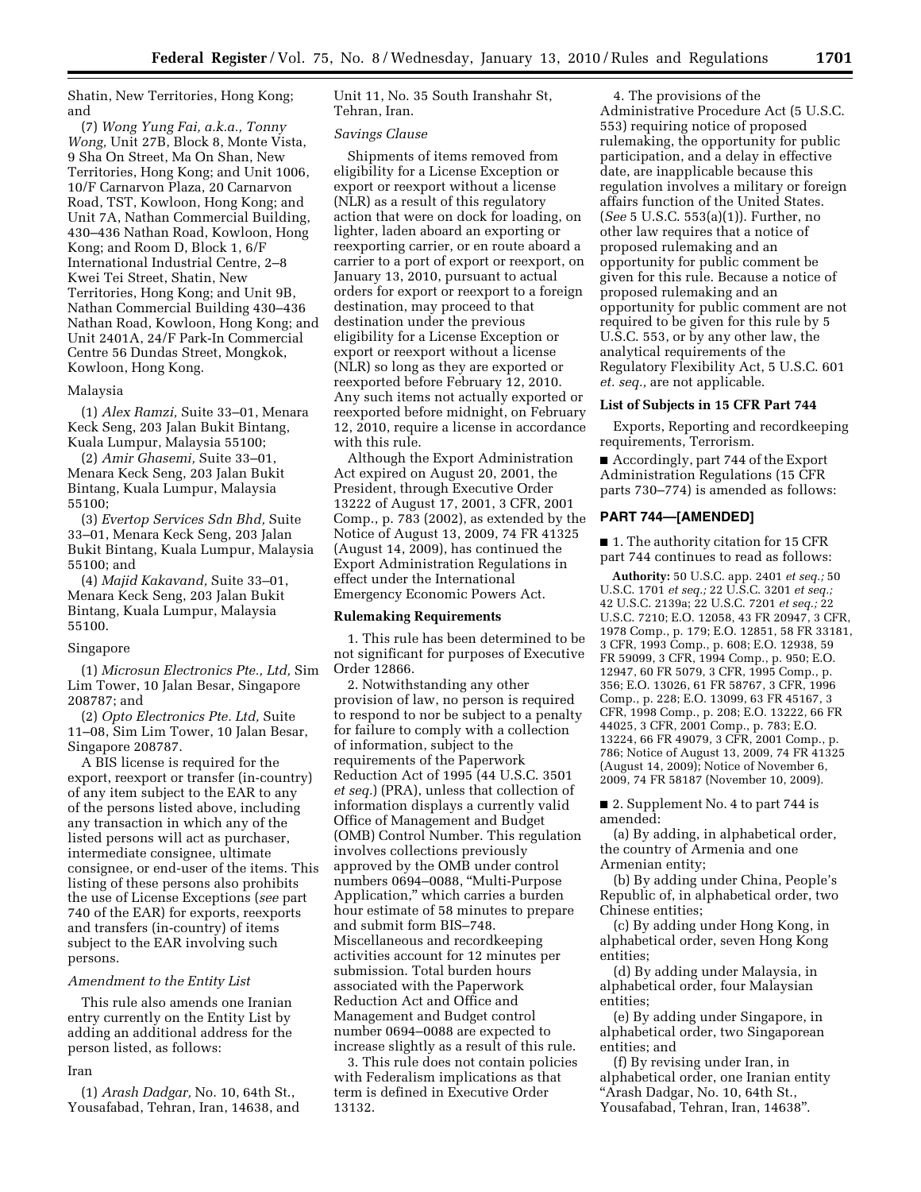Shatin, New Territories, Hong Kong; and

(7) *Wong Yung Fai, a.k.a., Tonny Wong,* Unit 27B, Block 8, Monte Vista, 9 Sha On Street, Ma On Shan, New Territories, Hong Kong; and Unit 1006, 10/F Carnarvon Plaza, 20 Carnarvon Road, TST, Kowloon, Hong Kong; and Unit 7A, Nathan Commercial Building, 430–436 Nathan Road, Kowloon, Hong Kong; and Room D, Block 1, 6/F International Industrial Centre, 2–8 Kwei Tei Street, Shatin, New Territories, Hong Kong; and Unit 9B, Nathan Commercial Building 430–436 Nathan Road, Kowloon, Hong Kong; and Unit 2401A, 24/F Park-In Commercial Centre 56 Dundas Street, Mongkok, Kowloon, Hong Kong.

Malaysia

(1) *Alex Ramzi,* Suite 33–01, Menara Keck Seng, 203 Jalan Bukit Bintang, Kuala Lumpur, Malaysia 55100;

(2) *Amir Ghasemi,* Suite 33–01, Menara Keck Seng, 203 Jalan Bukit Bintang, Kuala Lumpur, Malaysia 55100;

(3) *Evertop Services Sdn Bhd,* Suite 33–01, Menara Keck Seng, 203 Jalan Bukit Bintang, Kuala Lumpur, Malaysia 55100; and

(4) *Majid Kakavand,* Suite 33–01, Menara Keck Seng, 203 Jalan Bukit Bintang, Kuala Lumpur, Malaysia 55100.

Singapore

(1) *Microsun Electronics Pte., Ltd,* Sim Lim Tower, 10 Jalan Besar, Singapore 208787; and

(2) *Opto Electronics Pte. Ltd,* Suite 11–08, Sim Lim Tower, 10 Jalan Besar, Singapore 208787.

A BIS license is required for the export, reexport or transfer (in-country) of any item subject to the EAR to any of the persons listed above, including any transaction in which any of the listed persons will act as purchaser, intermediate consignee, ultimate consignee, or end-user of the items. This listing of these persons also prohibits the use of License Exceptions (*see* part 740 of the EAR) for exports, reexports and transfers (in-country) of items subject to the EAR involving such persons.

*Amendment to the Entity List*

This rule also amends one Iranian entry currently on the Entity List by adding an additional address for the person listed, as follows:

Iran

(1) *Arash Dadgar,* No. 10, 64th St., Yousafabad, Tehran, Iran, 14638, and Unit 11, No. 35 South Iranshahr St, Tehran, Iran.

*Savings Clause*

Shipments of items removed from eligibility for a License Exception or export or reexport without a license (NLR) as a result of this regulatory action that were on dock for loading, on lighter, laden aboard an exporting or reexporting carrier, or en route aboard a carrier to a port of export or reexport, on January 13, 2010, pursuant to actual orders for export or reexport to a foreign destination, may proceed to that destination under the previous eligibility for a License Exception or export or reexport without a license (NLR) so long as they are exported or reexported before February 12, 2010. Any such items not actually exported or reexported before midnight, on February 12, 2010, require a license in accordance with this rule.

Although the Export Administration Act expired on August 20, 2001, the President, through Executive Order 13222 of August 17, 2001, 3 CFR, 2001 Comp., p. 783 (2002), as extended by the Notice of August 13, 2009, 74 FR 41325 (August 14, 2009), has continued the Export Administration Regulations in effect under the International Emergency Economic Powers Act.

**Rulemaking Requirements**

1. This rule has been determined to be not significant for purposes of Executive Order 12866.

2. Notwithstanding any other provision of law, no person is required to respond to nor be subject to a penalty for failure to comply with a collection of information, subject to the requirements of the Paperwork Reduction Act of 1995 (44 U.S.C. 3501 *et seq.*) (PRA), unless that collection of information displays a currently valid Office of Management and Budget (OMB) Control Number. This regulation involves collections previously approved by the OMB under control numbers 0694–0088, "Multi-Purpose Application," which carries a burden hour estimate of 58 minutes to prepare and submit form BIS–748. Miscellaneous and recordkeeping activities account for 12 minutes per submission. Total burden hours associated with the Paperwork Reduction Act and Office and Management and Budget control number 0694–0088 are expected to increase slightly as a result of this rule.

3. This rule does not contain policies with Federalism implications as that term is defined in Executive Order 13132.

4. The provisions of the Administrative Procedure Act (5 U.S.C. 553) requiring notice of proposed rulemaking, the opportunity for public participation, and a delay in effective date, are inapplicable because this regulation involves a military or foreign affairs function of the United States. (*See* 5 U.S.C. 553(a)(1)). Further, no other law requires that a notice of proposed rulemaking and an opportunity for public comment be given for this rule. Because a notice of proposed rulemaking and an opportunity for public comment are not required to be given for this rule by 5 U.S.C. 553, or by any other law, the analytical requirements of the Regulatory Flexibility Act, 5 U.S.C. 601 *et. seq.,* are not applicable.

**List of Subjects in 15 CFR Part 744**

Exports, Reporting and recordkeeping requirements, Terrorism.

■ Accordingly, part 744 of the Export Administration Regulations (15 CFR parts 730–774) is amended as follows:

## PART 744—[AMENDED]

■ 1. The authority citation for 15 CFR part 744 continues to read as follows:

**Authority:** 50 U.S.C. app. 2401 *et seq.;* 50 U.S.C. 1701 *et seq.;* 22 U.S.C. 3201 *et seq.;* 42 U.S.C. 2139a; 22 U.S.C. 7201 *et seq.;* 22 U.S.C. 7210; E.O. 12058, 43 FR 20947, 3 CFR, 1978 Comp., p. 179; E.O. 12851, 58 FR 33181, 3 CFR, 1993 Comp., p. 608; E.O. 12938, 59 FR 59099, 3 CFR, 1994 Comp., p. 950; E.O. 12947, 60 FR 5079, 3 CFR, 1995 Comp., p. 356; E.O. 13026, 61 FR 58767, 3 CFR, 1996 Comp., p. 228; E.O. 13099, 63 FR 45167, 3 CFR, 1998 Comp., p. 208; E.O. 13222, 66 FR 44025, 3 CFR, 2001 Comp., p. 783; E.O. 13224, 66 FR 49079, 3 CFR, 2001 Comp., p. 786; Notice of August 13, 2009, 74 FR 41325 (August 14, 2009); Notice of November 6, 2009, 74 FR 58187 (November 10, 2009).

■ 2. Supplement No. 4 to part 744 is amended:

(a) By adding, in alphabetical order, the country of Armenia and one Armenian entity;

(b) By adding under China, People's Republic of, in alphabetical order, two Chinese entities;

(c) By adding under Hong Kong, in alphabetical order, seven Hong Kong entities;

(d) By adding under Malaysia, in alphabetical order, four Malaysian entities;

(e) By adding under Singapore, in alphabetical order, two Singaporean entities; and

(f) By revising under Iran, in alphabetical order, one Iranian entity "Arash Dadgar, No. 10, 64th St., Yousafabad, Tehran, Iran, 14638".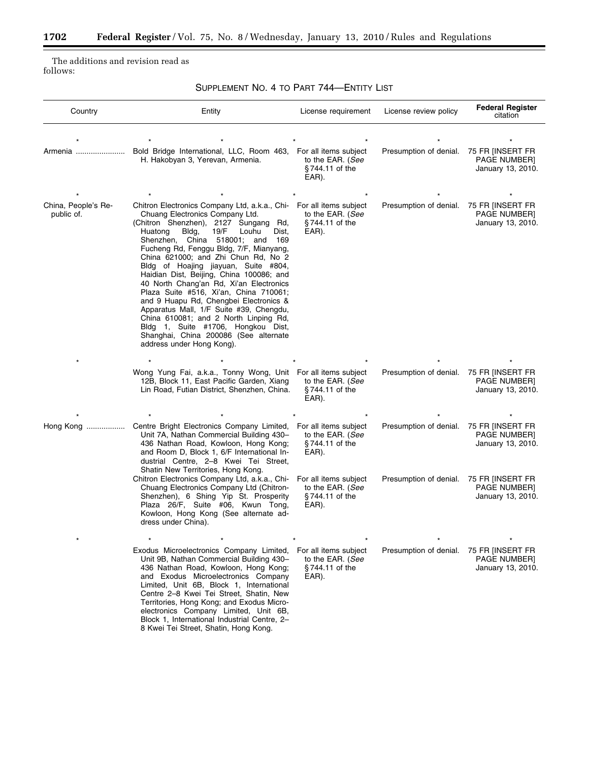The additions and revision read as follows:

SUPPLEMENT NO. 4 TO PART 744—ENTITY LIST

| Country | Entity | License requirement | License review policy | **Federal Register** citation |
|---|---|---|---|---|
| * | * | * | * | * |
| Armenia | Bold Bridge International, LLC, Room 463, H. Hakobyan 3, Yerevan, Armenia. | For all items subject to the EAR. (*See* §744.11 of the EAR). | Presumption of denial. | 75 FR [INSERT FR PAGE NUMBER] January 13, 2010. |
| * | * | * | * | * |
| China, People's Republic of. | Chitron Electronics Company Ltd, a.k.a., Chi-Chuang Electronics Company Ltd. (Chitron Shenzhen), 2127 Sungang Rd, Huatong Bldg, 19/F Louhu Dist, Shenzhen, China 518001; and 169 Fucheng Rd, Fenggu Bldg, 7/F, Mianyang, China 621000; and Zhi Chun Rd, No 2 Bldg of Hoajing jiayuan, Suite #804, Haidian Dist, Beijing, China 100086; and 40 North Chang'an Rd, Xi'an Electronics Plaza Suite #516, Xi'an, China 710061; and 9 Huapu Rd, Chengbei Electronics & Apparatus Mall, 1/F Suite #39, Chengdu, China 610081; and 2 North Linping Rd, Bldg 1, Suite #1706, Hongkou Dist, Shanghai, China 200086 (See alternate address under Hong Kong). | For all items subject to the EAR. (*See* §744.11 of the EAR). | Presumption of denial. | 75 FR [INSERT FR PAGE NUMBER] January 13, 2010. |
| * | * | * | * | * |
| | Wong Yung Fai, a.k.a., Tonny Wong, Unit 12B, Block 11, East Pacific Garden, Xiang Lin Road, Futian District, Shenzhen, China. | For all items subject to the EAR. (*See* §744.11 of the EAR). | Presumption of denial. | 75 FR [INSERT FR PAGE NUMBER] January 13, 2010. |
| * | * | * | * | * |
| Hong Kong | Centre Bright Electronics Company Limited, Unit 7A, Nathan Commercial Building 430–436 Nathan Road, Kowloon, Hong Kong; and Room D, Block 1, 6/F International Industrial Centre, 2–8 Kwei Tei Street, Shatin New Territories, Hong Kong. | For all items subject to the EAR. (*See* §744.11 of the EAR). | Presumption of denial. | 75 FR [INSERT FR PAGE NUMBER] January 13, 2010. |
| | Chitron Electronics Company Ltd, a.k.a., Chi-Chuang Electronics Company Ltd (Chitron-Shenzhen), 6 Shing Yip St. Prosperity Plaza 26/F, Suite #06, Kwun Tong, Kowloon, Hong Kong (See alternate address under China). | For all items subject to the EAR. (*See* §744.11 of the EAR). | Presumption of denial. | 75 FR [INSERT FR PAGE NUMBER] January 13, 2010. |
| * | * | * | * | * |
| | Exodus Microelectronics Company Limited, Unit 9B, Nathan Commercial Building 430–436 Nathan Road, Kowloon, Hong Kong; and Exodus Microelectronics Company Limited, Unit 6B, Block 1, International Centre 2–8 Kwei Tei Street, Shatin, New Territories, Hong Kong; and Exodus Microelectronics Company Limited, Unit 6B, Block 1, International Industrial Centre, 2–8 Kwei Tei Street, Shatin, Hong Kong. | For all items subject to the EAR. (*See* §744.11 of the EAR). | Presumption of denial. | 75 FR [INSERT FR PAGE NUMBER] January 13, 2010. |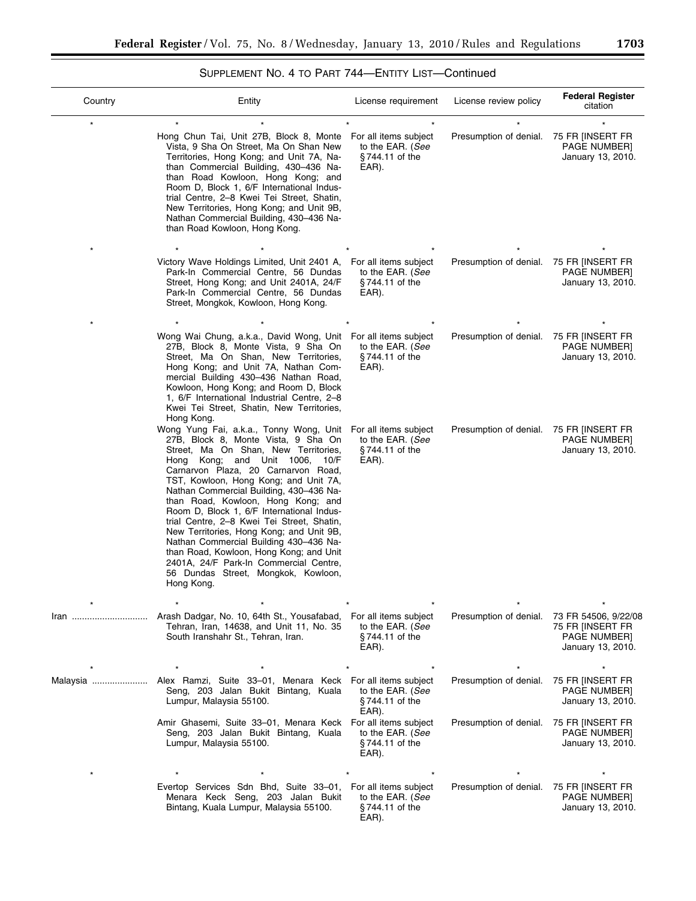## SUPPLEMENT NO. 4 TO PART 744—ENTITY LIST—Continued

| Country | Entity | License requirement | License review policy | Federal Register citation |
|---|---|---|---|---|
| * | * * | * * | * | * |
| | Hong Chun Tai, Unit 27B, Block 8, Monte Vista, 9 Sha On Street, Ma On Shan New Territories, Hong Kong; and Unit 7A, Nathan Commercial Building, 430–436 Nathan Road Kowloon, Hong Kong; and Room D, Block 1, 6/F International Industrial Centre, 2–8 Kwei Tei Street, Shatin, New Territories, Hong Kong; and Unit 9B, Nathan Commercial Building, 430–436 Nathan Road Kowloon, Hong Kong. | For all items subject to the EAR. (*See* §744.11 of the EAR). | Presumption of denial. | 75 FR [INSERT FR PAGE NUMBER] January 13, 2010. |
| * | * * | * * | * | * |
| | Victory Wave Holdings Limited, Unit 2401 A, Park-In Commercial Centre, 56 Dundas Street, Hong Kong; and Unit 2401A, 24/F Park-In Commercial Centre, 56 Dundas Street, Mongkok, Kowloon, Hong Kong. | For all items subject to the EAR. (*See* §744.11 of the EAR). | Presumption of denial. | 75 FR [INSERT FR PAGE NUMBER] January 13, 2010. |
| * | * * | * * | * | * |
| | Wong Wai Chung, a.k.a., David Wong, Unit 27B, Block 8, Monte Vista, 9 Sha On Street, Ma On Shan, New Territories, Hong Kong; and Unit 7A, Nathan Commercial Building 430–436 Nathan Road, Kowloon, Hong Kong; and Room D, Block 1, 6/F International Industrial Centre, 2–8 Kwei Tei Street, Shatin, New Territories, Hong Kong. | For all items subject to the EAR. (*See* §744.11 of the EAR). | Presumption of denial. | 75 FR [INSERT FR PAGE NUMBER] January 13, 2010. |
| | Wong Yung Fai, a.k.a., Tonny Wong, Unit 27B, Block 8, Monte Vista, 9 Sha On Street, Ma On Shan, New Territories, Hong Kong; and Unit 1006, 10/F Carnarvon Plaza, 20 Carnarvon Road, TST, Kowloon, Hong Kong; and Unit 7A, Nathan Commercial Building, 430–436 Nathan Road, Kowloon, Hong Kong; and Room D, Block 1, 6/F International Industrial Centre, 2–8 Kwei Tei Street, Shatin, New Territories, Hong Kong; and Unit 9B, Nathan Commercial Building 430–436 Nathan Road, Kowloon, Hong Kong; and Unit 2401A, 24/F Park-In Commercial Centre, 56 Dundas Street, Mongkok, Kowloon, Hong Kong. | For all items subject to the EAR. (*See* §744.11 of the EAR). | Presumption of denial. | 75 FR [INSERT FR PAGE NUMBER] January 13, 2010. |
| * | * * | * * | * | * |
| Iran | Arash Dadgar, No. 10, 64th St., Yousafabad, Tehran, Iran, 14638, and Unit 11, No. 35 South Iranshahr St., Tehran, Iran. | For all items subject to the EAR. (*See* §744.11 of the EAR). | Presumption of denial. | 73 FR 54506, 9/22/08 75 FR [INSERT FR PAGE NUMBER] January 13, 2010. |
| * | * * | * * | * | * |
| Malaysia | Alex Ramzi, Suite 33–01, Menara Keck Seng, 203 Jalan Bukit Bintang, Kuala Lumpur, Malaysia 55100. | For all items subject to the EAR. (*See* §744.11 of the EAR). | Presumption of denial. | 75 FR [INSERT FR PAGE NUMBER] January 13, 2010. |
| | Amir Ghasemi, Suite 33–01, Menara Keck Seng, 203 Jalan Bukit Bintang, Kuala Lumpur, Malaysia 55100. | For all items subject to the EAR. (*See* §744.11 of the EAR). | Presumption of denial. | 75 FR [INSERT FR PAGE NUMBER] January 13, 2010. |
| * | * * | * * | * | * |
| | Evertop Services Sdn Bhd, Suite 33–01, Menara Keck Seng, 203 Jalan Bukit Bintang, Kuala Lumpur, Malaysia 55100. | For all items subject to the EAR. (*See* §744.11 of the EAR). | Presumption of denial. | 75 FR [INSERT FR PAGE NUMBER] January 13, 2010. |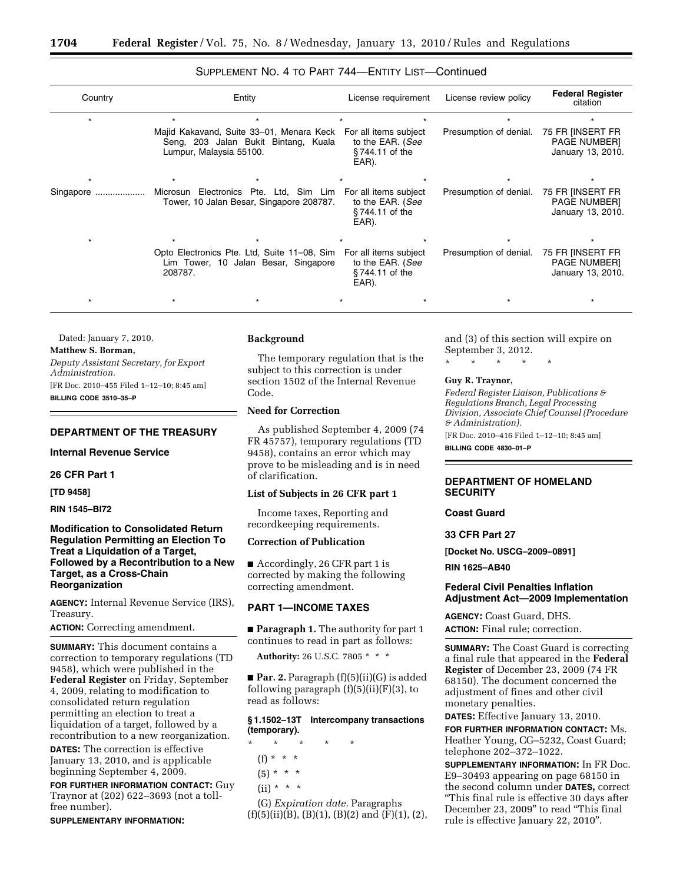SUPPLEMENT NO. 4 TO PART 744—ENTITY LIST—Continued

| Country | Entity | License requirement | License review policy | Federal Register citation |
|---|---|---|---|---|
| * | * * | * * | * | * |
| | Majid Kakavand, Suite 33–01, Menara Keck Seng, 203 Jalan Bukit Bintang, Kuala Lumpur, Malaysia 55100. | For all items subject to the EAR. (*See* § 744.11 of the EAR). | Presumption of denial. | 75 FR [INSERT FR PAGE NUMBER] January 13, 2010. |
| * | * * | * * | * | * |
| Singapore .................... | Microsun Electronics Pte. Ltd, Sim Lim Tower, 10 Jalan Besar, Singapore 208787. | For all items subject to the EAR. (*See* § 744.11 of the EAR). | Presumption of denial. | 75 FR [INSERT FR PAGE NUMBER] January 13, 2010. |
| * | * * | * * | * | * |
| | Opto Electronics Pte. Ltd, Suite 11–08, Sim Lim Tower, 10 Jalan Besar, Singapore 208787. | For all items subject to the EAR. (*See* § 744.11 of the EAR). | Presumption of denial. | 75 FR [INSERT FR PAGE NUMBER] January 13, 2010. |
| * | * * | * * | * | * |

Dated: January 7, 2010.

**Matthew S. Borman,**

*Deputy Assistant Secretary, for Export Administration.*

[FR Doc. 2010–455 Filed 1–12–10; 8:45 am]

**BILLING CODE 3510–35–P**

## DEPARTMENT OF THE TREASURY

### Internal Revenue Service

### 26 CFR Part 1

**[TD 9458]**

**RIN 1545–BI72**

### Modification to Consolidated Return Regulation Permitting an Election To Treat a Liquidation of a Target, Followed by a Recontribution to a New Target, as a Cross-Chain Reorganization

**AGENCY:** Internal Revenue Service (IRS), Treasury.

**ACTION:** Correcting amendment.

**SUMMARY:** This document contains a correction to temporary regulations (TD 9458), which were published in the **Federal Register** on Friday, September 4, 2009, relating to modification to consolidated return regulation permitting an election to treat a liquidation of a target, followed by a recontribution to a new reorganization.

**DATES:** The correction is effective January 13, 2010, and is applicable beginning September 4, 2009.

**FOR FURTHER INFORMATION CONTACT:** Guy Traynor at (202) 622–3693 (not a toll-free number).

**SUPPLEMENTARY INFORMATION:**

**Background**

The temporary regulation that is the subject to this correction is under section 1502 of the Internal Revenue Code.

**Need for Correction**

As published September 4, 2009 (74 FR 45757), temporary regulations (TD 9458), contains an error which may prove to be misleading and is in need of clarification.

**List of Subjects in 26 CFR part 1**

Income taxes, Reporting and recordkeeping requirements.

**Correction of Publication**

■ Accordingly, 26 CFR part 1 is corrected by making the following correcting amendment.

## PART 1—INCOME TAXES

■ **Paragraph 1.** The authority for part 1 continues to read in part as follows:

**Authority:** 26 U.S.C. 7805 * * *

■ **Par. 2.** Paragraph (f)(5)(ii)(G) is added following paragraph (f)(5)(ii)(F)(3), to read as follows:

**§ 1.1502–13T Intercompany transactions (temporary).**

\* \* \* \* \*

(f) * * *

(5) * * *

(ii) * * *

(G) *Expiration date.* Paragraphs (f)(5)(ii)(B), (B)(1), (B)(2) and (F)(1), (2), and (3) of this section will expire on September 3, 2012.

\* \* \* \* \*

**Guy R. Traynor,**

*Federal Register Liaison, Publications & Regulations Branch, Legal Processing Division, Associate Chief Counsel (Procedure & Administration).*

[FR Doc. 2010–416 Filed 1–12–10; 8:45 am]

**BILLING CODE 4830–01–P**

## DEPARTMENT OF HOMELAND SECURITY

### Coast Guard

### 33 CFR Part 27

**[Docket No. USCG–2009–0891]**

**RIN 1625–AB40**

### Federal Civil Penalties Inflation Adjustment Act—2009 Implementation

**AGENCY:** Coast Guard, DHS.

**ACTION:** Final rule; correction.

**SUMMARY:** The Coast Guard is correcting a final rule that appeared in the **Federal Register** of December 23, 2009 (74 FR 68150). The document concerned the adjustment of fines and other civil monetary penalties.

**DATES:** Effective January 13, 2010.

**FOR FURTHER INFORMATION CONTACT:** Ms. Heather Young, CG–5232, Coast Guard; telephone 202–372–1022.

**SUPPLEMENTARY INFORMATION:** In FR Doc. E9–30493 appearing on page 68150 in the second column under **DATES,** correct "This final rule is effective 30 days after December 23, 2009" to read "This final rule is effective January 22, 2010".